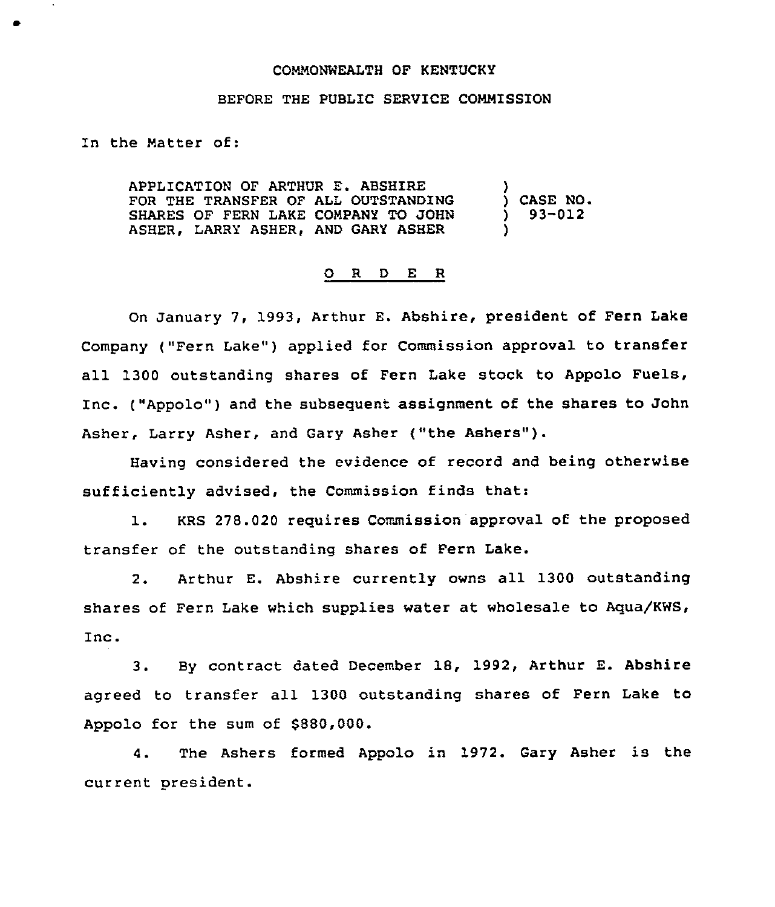COMMONWEALTH OF KENTUCKY

BEFORE THE PUBLIC SERVICE COMMISSION

In the Matter of:

| | | |
|---|---|---|
| APPLICATION OF ARTHUR E. ABSHIRE FOR THE TRANSFER OF ALL OUTSTANDING SHARES OF FERN LAKE COMPANY TO JOHN ASHER, LARRY ASHER, AND GARY ASHER | ) | CASE NO. 93-012 |

O R D E R

On January 7, 1993, Arthur E. Abshire, president of Fern Lake Company ("Fern Lake") applied for Commission approval to transfer all 1300 outstanding shares of Fern Lake stock to Appolo Fuels, Inc. ("Appolo") and the subsequent assignment of the shares to John Asher, Larry Asher, and Gary Asher ("the Ashers").

Having considered the evidence of record and being otherwise sufficiently advised, the Commission finds that:

1. KRS 278.020 requires Commission approval of the proposed transfer of the outstanding shares of Fern Lake.

2. Arthur E. Abshire currently owns all 1300 outstanding shares of Fern Lake which supplies water at wholesale to Aqua/KWS, Inc.

3. By contract dated December 18, 1992, Arthur E. Abshire agreed to transfer all 1300 outstanding shares of Fern Lake to Appolo for the sum of $880,000.

4. The Ashers formed Appolo in 1972. Gary Asher is the current president.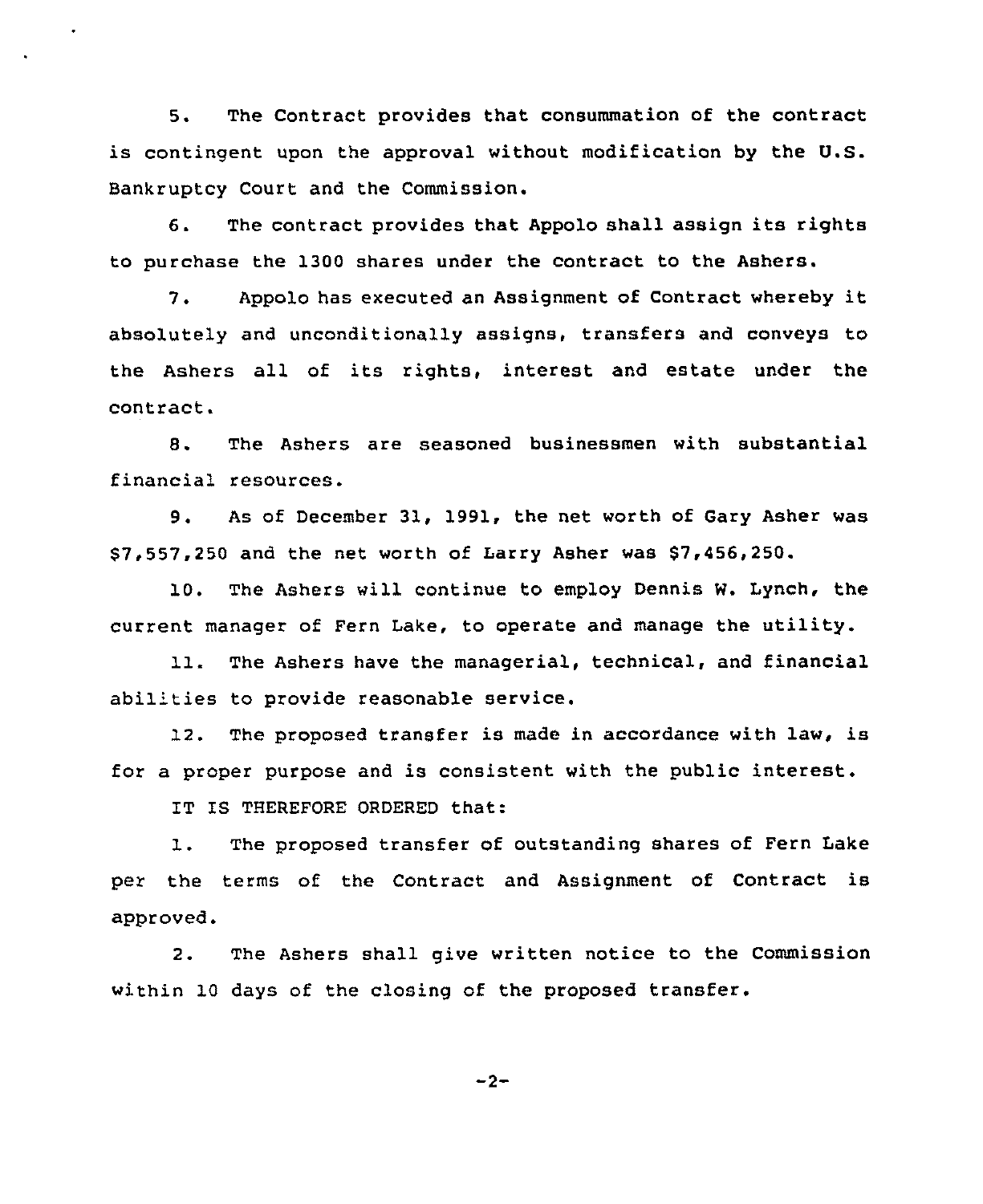5. The Contract provides that consummation of the contract is contingent upon the approval without modification by the U.S. Bankruptcy Court and the Commission.

6. The contract provides that Appolo shall assign its rights to purchase the 1300 shares under the contract to the Ashers.

7. Appolo has executed an Assignment of Contract whereby it absolutely and unconditionally assigns, transfers and conveys to the Ashers all of its rights, interest and estate under the contract.

8. The Ashers are seasoned businessmen with substantial financial resources.

9. As of December 31, 1991, the net worth of Gary Asher was $7,557,250 and the net worth of Larry Asher was $7,456,250.

10. The Ashers will continue to employ Dennis W. Lynch, the current manager of Fern Lake, to operate and manage the utility.

11. The Ashers have the managerial, technical, and financial abilities to provide reasonable service.

12. The proposed transfer is made in accordance with law, is for a proper purpose and is consistent with the public interest.

IT IS THEREFORE ORDERED that:

1. The proposed transfer of outstanding shares of Fern Lake per the terms of the Contract and Assignment of Contract is approved.

2. The Ashers shall give written notice to the Commission within 10 days of the closing of the proposed transfer.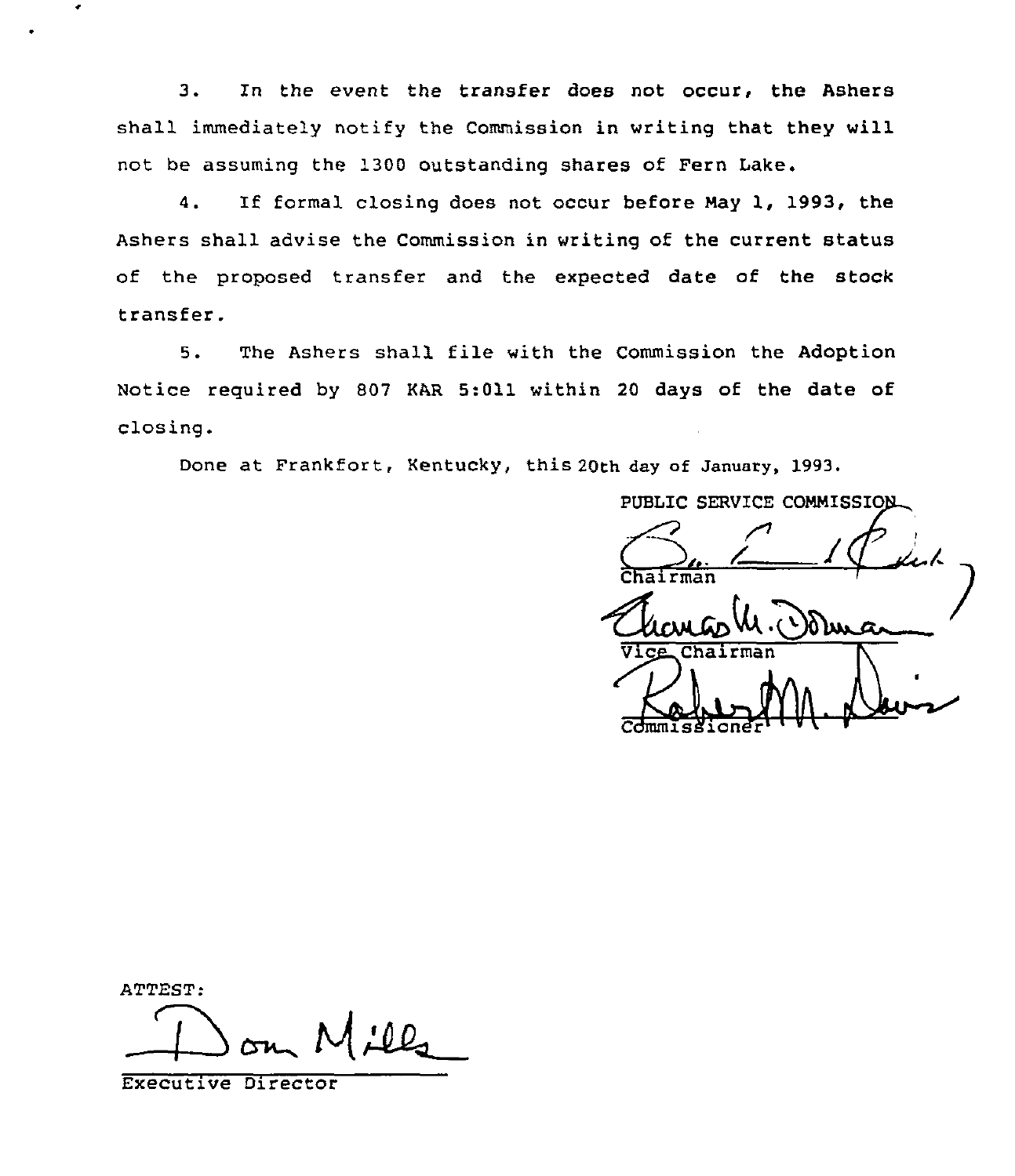3. In the event the transfer does not occur, the Ashers shall immediately notify the Commission in writing that they will not be assuming the 1300 outstanding shares of Fern Lake.

4. If formal closing does not occur before May 1, 1993, the Ashers shall advise the Commission in writing of the current status of the proposed transfer and the expected date of the stock transfer.

5. The Ashers shall file with the Commission the Adoption Notice required by 807 KAR 5:011 within 20 days of the date of closing.

Done at Frankfort, Kentucky, this 20th day of January, 1993.

PUBLIC SERVICE COMMISSION

Chairman

Vice Chairman

Commissioner

ATTEST:

Executive Director